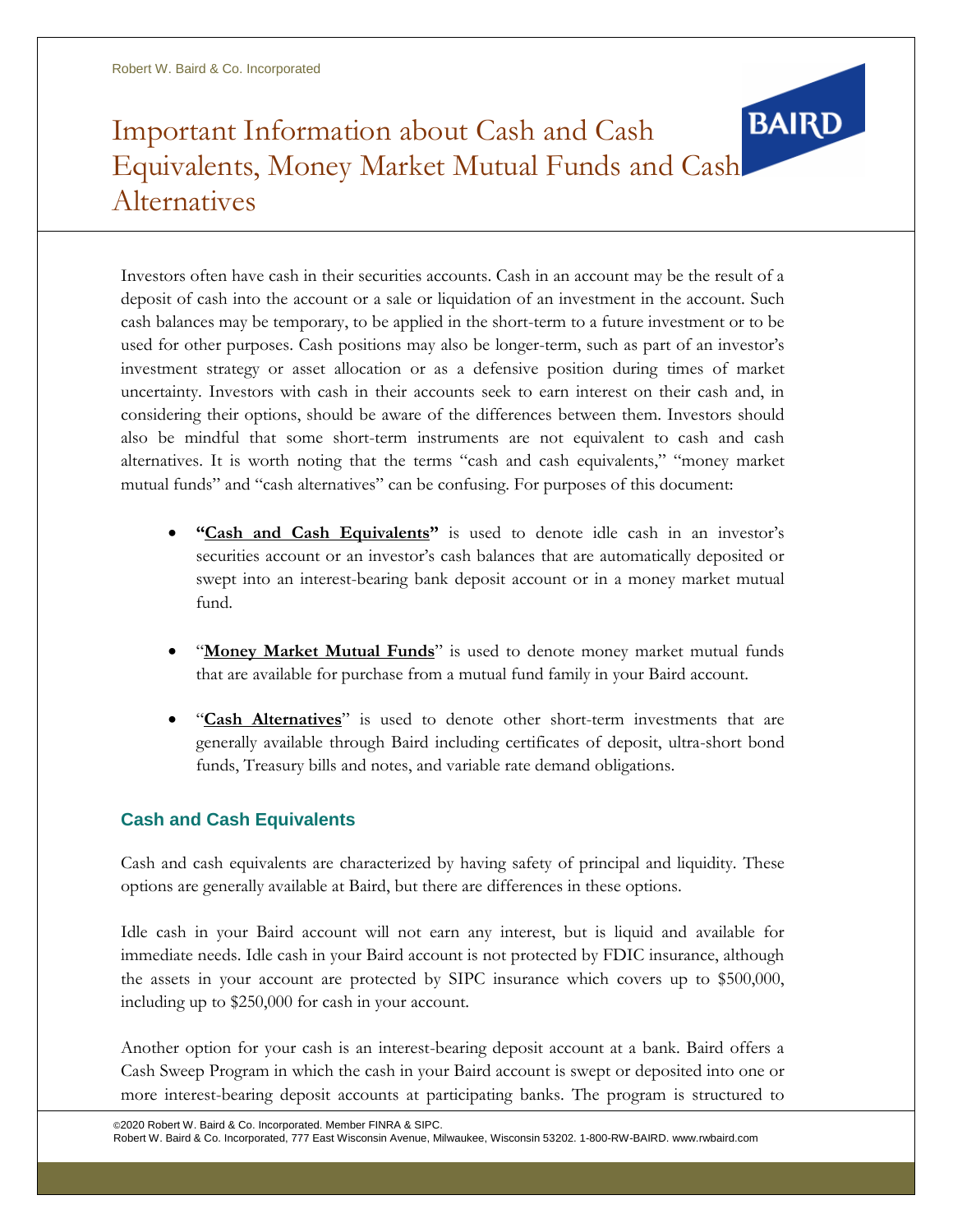Robert W. Baird & Co. Incorporated

# Important Information about Cash and Cash Equivalents, Money Market Mutual Funds and Cash Alternatives

Investors often have cash in their securities accounts. Cash in an account may be the result of a deposit of cash into the account or a sale or liquidation of an investment in the account. Such cash balances may be temporary, to be applied in the short-term to a future investment or to be used for other purposes. Cash positions may also be longer-term, such as part of an investor's investment strategy or asset allocation or as a defensive position during times of market uncertainty. Investors with cash in their accounts seek to earn interest on their cash and, in considering their options, should be aware of the differences between them. Investors should also be mindful that some short-term instruments are not equivalent to cash and cash alternatives. It is worth noting that the terms "cash and cash equivalents," "money market mutual funds" and "cash alternatives" can be confusing. For purposes of this document:

- **"<u>Cash and Cash Equivalents</u>"** is used to denote idle cash in an investor's securities account or an investor's cash balances that are automatically deposited or swept into an interest-bearing bank deposit account or in a money market mutual fund.

- "**<u>Money Market Mutual Funds</u>**" is used to denote money market mutual funds that are available for purchase from a mutual fund family in your Baird account.

- "**<u>Cash Alternatives</u>**" is used to denote other short-term investments that are generally available through Baird including certificates of deposit, ultra-short bond funds, Treasury bills and notes, and variable rate demand obligations.

## Cash and Cash Equivalents

Cash and cash equivalents are characterized by having safety of principal and liquidity. These options are generally available at Baird, but there are differences in these options.

Idle cash in your Baird account will not earn any interest, but is liquid and available for immediate needs. Idle cash in your Baird account is not protected by FDIC insurance, although the assets in your account are protected by SIPC insurance which covers up to $500,000, including up to $250,000 for cash in your account.

Another option for your cash is an interest-bearing deposit account at a bank. Baird offers a Cash Sweep Program in which the cash in your Baird account is swept or deposited into one or more interest-bearing deposit accounts at participating banks. The program is structured to

©2020 Robert W. Baird & Co. Incorporated. Member FINRA & SIPC.
Robert W. Baird & Co. Incorporated, 777 East Wisconsin Avenue, Milwaukee, Wisconsin 53202. 1-800-RW-BAIRD. www.rwbaird.com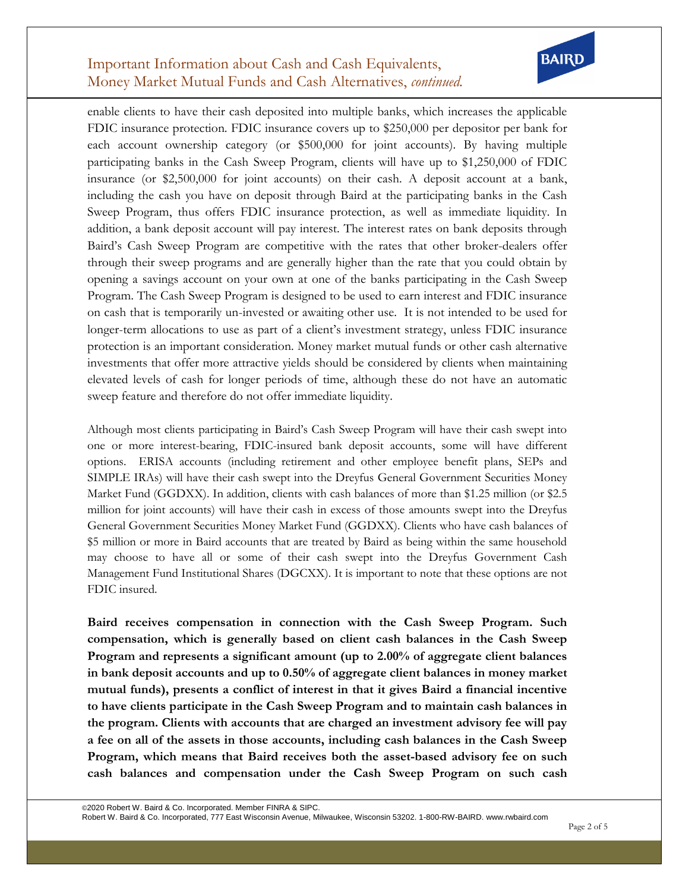enable clients to have their cash deposited into multiple banks, which increases the applicable FDIC insurance protection. FDIC insurance covers up to $250,000 per depositor per bank for each account ownership category (or $500,000 for joint accounts). By having multiple participating banks in the Cash Sweep Program, clients will have up to $1,250,000 of FDIC insurance (or $2,500,000 for joint accounts) on their cash. A deposit account at a bank, including the cash you have on deposit through Baird at the participating banks in the Cash Sweep Program, thus offers FDIC insurance protection, as well as immediate liquidity. In addition, a bank deposit account will pay interest. The interest rates on bank deposits through Baird's Cash Sweep Program are competitive with the rates that other broker-dealers offer through their sweep programs and are generally higher than the rate that you could obtain by opening a savings account on your own at one of the banks participating in the Cash Sweep Program. The Cash Sweep Program is designed to be used to earn interest and FDIC insurance on cash that is temporarily un-invested or awaiting other use. It is not intended to be used for longer-term allocations to use as part of a client's investment strategy, unless FDIC insurance protection is an important consideration. Money market mutual funds or other cash alternative investments that offer more attractive yields should be considered by clients when maintaining elevated levels of cash for longer periods of time, although these do not have an automatic sweep feature and therefore do not offer immediate liquidity.

Although most clients participating in Baird's Cash Sweep Program will have their cash swept into one or more interest-bearing, FDIC-insured bank deposit accounts, some will have different options. ERISA accounts (including retirement and other employee benefit plans, SEPs and SIMPLE IRAs) will have their cash swept into the Dreyfus General Government Securities Money Market Fund (GGDXX). In addition, clients with cash balances of more than $1.25 million (or $2.5 million for joint accounts) will have their cash in excess of those amounts swept into the Dreyfus General Government Securities Money Market Fund (GGDXX). Clients who have cash balances of $5 million or more in Baird accounts that are treated by Baird as being within the same household may choose to have all or some of their cash swept into the Dreyfus Government Cash Management Fund Institutional Shares (DGCXX). It is important to note that these options are not FDIC insured.

**Baird receives compensation in connection with the Cash Sweep Program. Such compensation, which is generally based on client cash balances in the Cash Sweep Program and represents a significant amount (up to 2.00% of aggregate client balances in bank deposit accounts and up to 0.50% of aggregate client balances in money market mutual funds), presents a conflict of interest in that it gives Baird a financial incentive to have clients participate in the Cash Sweep Program and to maintain cash balances in the program. Clients with accounts that are charged an investment advisory fee will pay a fee on all of the assets in those accounts, including cash balances in the Cash Sweep Program, which means that Baird receives both the asset-based advisory fee on such cash balances and compensation under the Cash Sweep Program on such cash**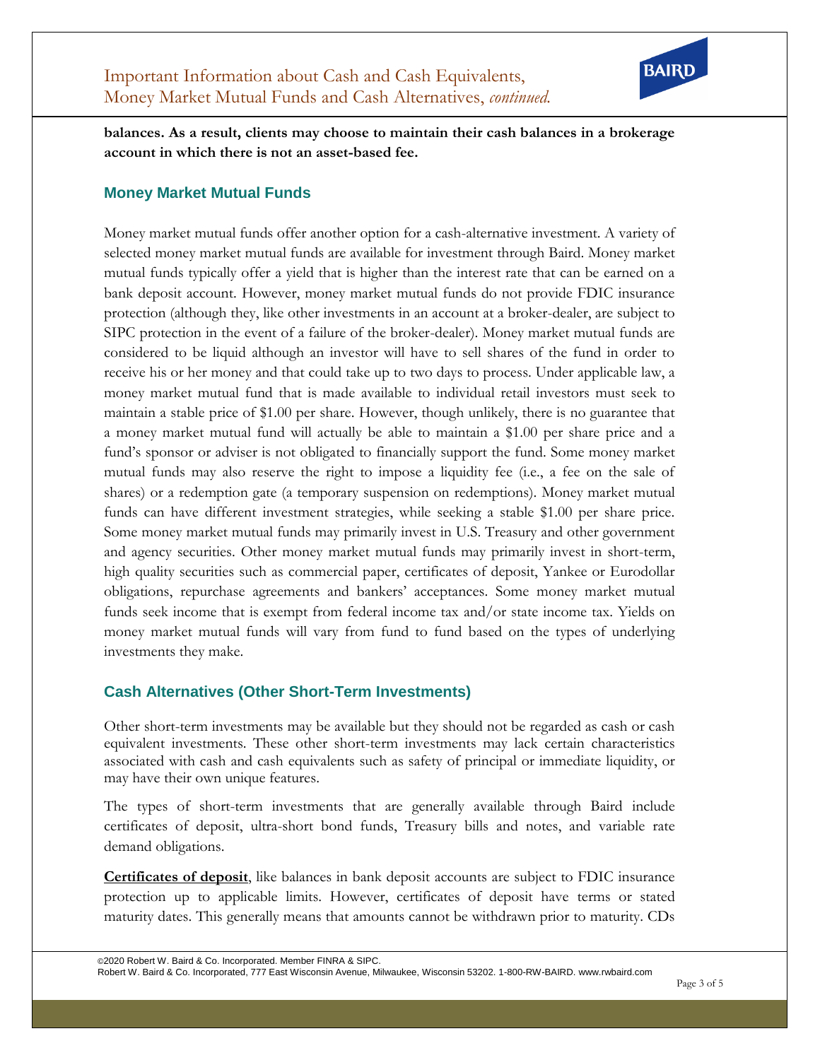**balances. As a result, clients may choose to maintain their cash balances in a brokerage account in which there is not an asset-based fee.**

## Money Market Mutual Funds

Money market mutual funds offer another option for a cash-alternative investment. A variety of selected money market mutual funds are available for investment through Baird. Money market mutual funds typically offer a yield that is higher than the interest rate that can be earned on a bank deposit account. However, money market mutual funds do not provide FDIC insurance protection (although they, like other investments in an account at a broker-dealer, are subject to SIPC protection in the event of a failure of the broker-dealer). Money market mutual funds are considered to be liquid although an investor will have to sell shares of the fund in order to receive his or her money and that could take up to two days to process. Under applicable law, a money market mutual fund that is made available to individual retail investors must seek to maintain a stable price of $1.00 per share. However, though unlikely, there is no guarantee that a money market mutual fund will actually be able to maintain a $1.00 per share price and a fund's sponsor or adviser is not obligated to financially support the fund. Some money market mutual funds may also reserve the right to impose a liquidity fee (i.e., a fee on the sale of shares) or a redemption gate (a temporary suspension on redemptions). Money market mutual funds can have different investment strategies, while seeking a stable $1.00 per share price. Some money market mutual funds may primarily invest in U.S. Treasury and other government and agency securities. Other money market mutual funds may primarily invest in short-term, high quality securities such as commercial paper, certificates of deposit, Yankee or Eurodollar obligations, repurchase agreements and bankers' acceptances. Some money market mutual funds seek income that is exempt from federal income tax and/or state income tax. Yields on money market mutual funds will vary from fund to fund based on the types of underlying investments they make.

## Cash Alternatives (Other Short-Term Investments)

Other short-term investments may be available but they should not be regarded as cash or cash equivalent investments. These other short-term investments may lack certain characteristics associated with cash and cash equivalents such as safety of principal or immediate liquidity, or may have their own unique features.

The types of short-term investments that are generally available through Baird include certificates of deposit, ultra-short bond funds, Treasury bills and notes, and variable rate demand obligations.

**Certificates of deposit**, like balances in bank deposit accounts are subject to FDIC insurance protection up to applicable limits. However, certificates of deposit have terms or stated maturity dates. This generally means that amounts cannot be withdrawn prior to maturity. CDs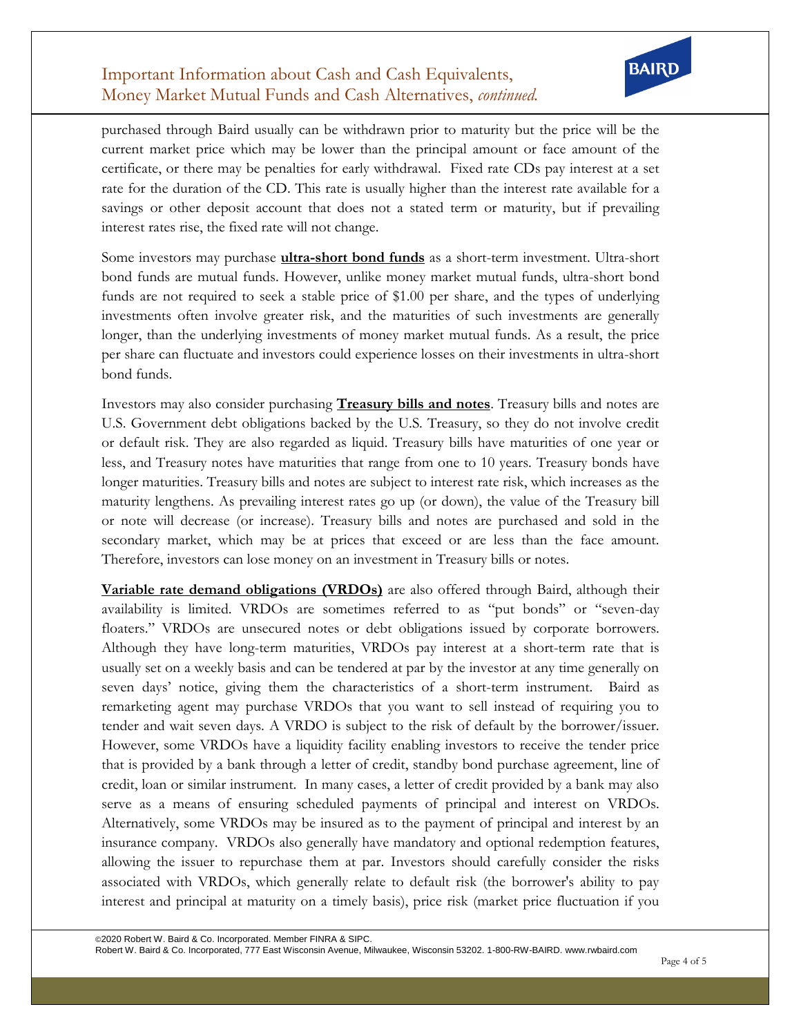purchased through Baird usually can be withdrawn prior to maturity but the price will be the current market price which may be lower than the principal amount or face amount of the certificate, or there may be penalties for early withdrawal. Fixed rate CDs pay interest at a set rate for the duration of the CD. This rate is usually higher than the interest rate available for a savings or other deposit account that does not a stated term or maturity, but if prevailing interest rates rise, the fixed rate will not change.

Some investors may purchase **ultra-short bond funds** as a short-term investment. Ultra-short bond funds are mutual funds. However, unlike money market mutual funds, ultra-short bond funds are not required to seek a stable price of $1.00 per share, and the types of underlying investments often involve greater risk, and the maturities of such investments are generally longer, than the underlying investments of money market mutual funds. As a result, the price per share can fluctuate and investors could experience losses on their investments in ultra-short bond funds.

Investors may also consider purchasing **Treasury bills and notes**. Treasury bills and notes are U.S. Government debt obligations backed by the U.S. Treasury, so they do not involve credit or default risk. They are also regarded as liquid. Treasury bills have maturities of one year or less, and Treasury notes have maturities that range from one to 10 years. Treasury bonds have longer maturities. Treasury bills and notes are subject to interest rate risk, which increases as the maturity lengthens. As prevailing interest rates go up (or down), the value of the Treasury bill or note will decrease (or increase). Treasury bills and notes are purchased and sold in the secondary market, which may be at prices that exceed or are less than the face amount. Therefore, investors can lose money on an investment in Treasury bills or notes.

**Variable rate demand obligations (VRDOs)** are also offered through Baird, although their availability is limited. VRDOs are sometimes referred to as "put bonds" or "seven-day floaters." VRDOs are unsecured notes or debt obligations issued by corporate borrowers. Although they have long-term maturities, VRDOs pay interest at a short-term rate that is usually set on a weekly basis and can be tendered at par by the investor at any time generally on seven days' notice, giving them the characteristics of a short-term instrument. Baird as remarketing agent may purchase VRDOs that you want to sell instead of requiring you to tender and wait seven days. A VRDO is subject to the risk of default by the borrower/issuer. However, some VRDOs have a liquidity facility enabling investors to receive the tender price that is provided by a bank through a letter of credit, standby bond purchase agreement, line of credit, loan or similar instrument. In many cases, a letter of credit provided by a bank may also serve as a means of ensuring scheduled payments of principal and interest on VRDOs. Alternatively, some VRDOs may be insured as to the payment of principal and interest by an insurance company. VRDOs also generally have mandatory and optional redemption features, allowing the issuer to repurchase them at par. Investors should carefully consider the risks associated with VRDOs, which generally relate to default risk (the borrower's ability to pay interest and principal at maturity on a timely basis), price risk (market price fluctuation if you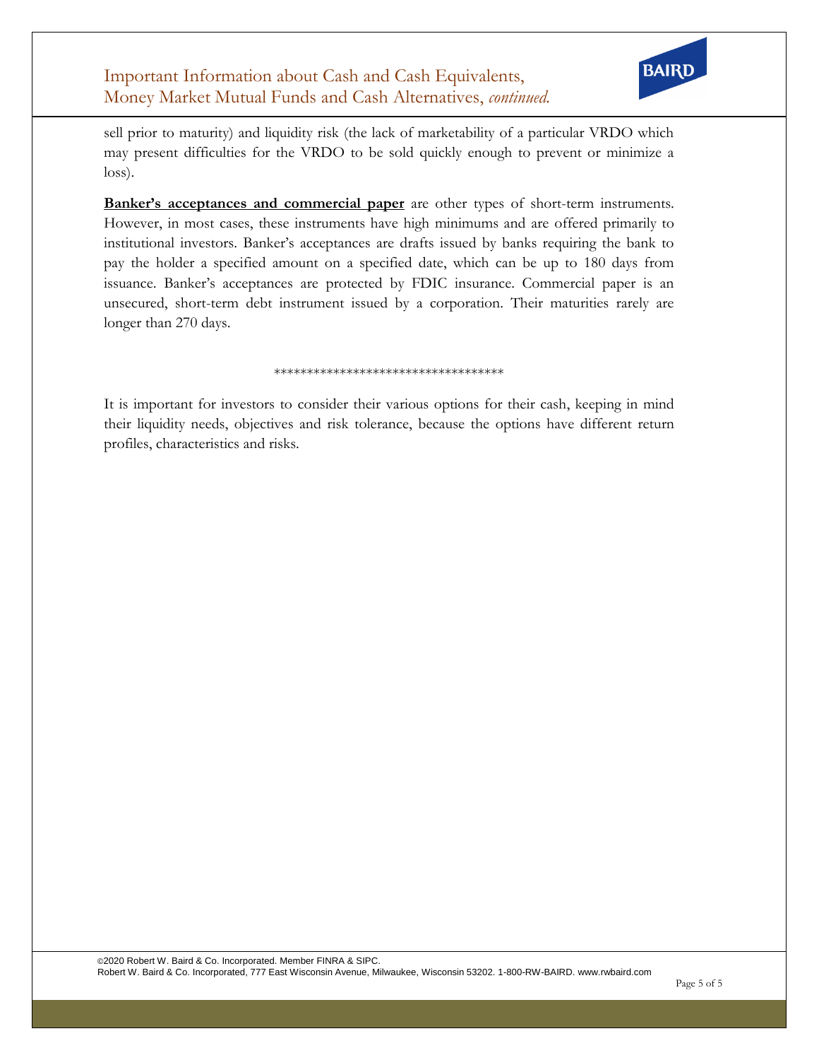sell prior to maturity) and liquidity risk (the lack of marketability of a particular VRDO which may present difficulties for the VRDO to be sold quickly enough to prevent or minimize a loss).

**Banker's acceptances and commercial paper** are other types of short-term instruments. However, in most cases, these instruments have high minimums and are offered primarily to institutional investors. Banker's acceptances are drafts issued by banks requiring the bank to pay the holder a specified amount on a specified date, which can be up to 180 days from issuance. Banker's acceptances are protected by FDIC insurance. Commercial paper is an unsecured, short-term debt instrument issued by a corporation. Their maturities rarely are longer than 270 days.

***********************************

It is important for investors to consider their various options for their cash, keeping in mind their liquidity needs, objectives and risk tolerance, because the options have different return profiles, characteristics and risks.

©2020 Robert W. Baird & Co. Incorporated. Member FINRA & SIPC.
Robert W. Baird & Co. Incorporated, 777 East Wisconsin Avenue, Milwaukee, Wisconsin 53202. 1-800-RW-BAIRD. www.rwbaird.com